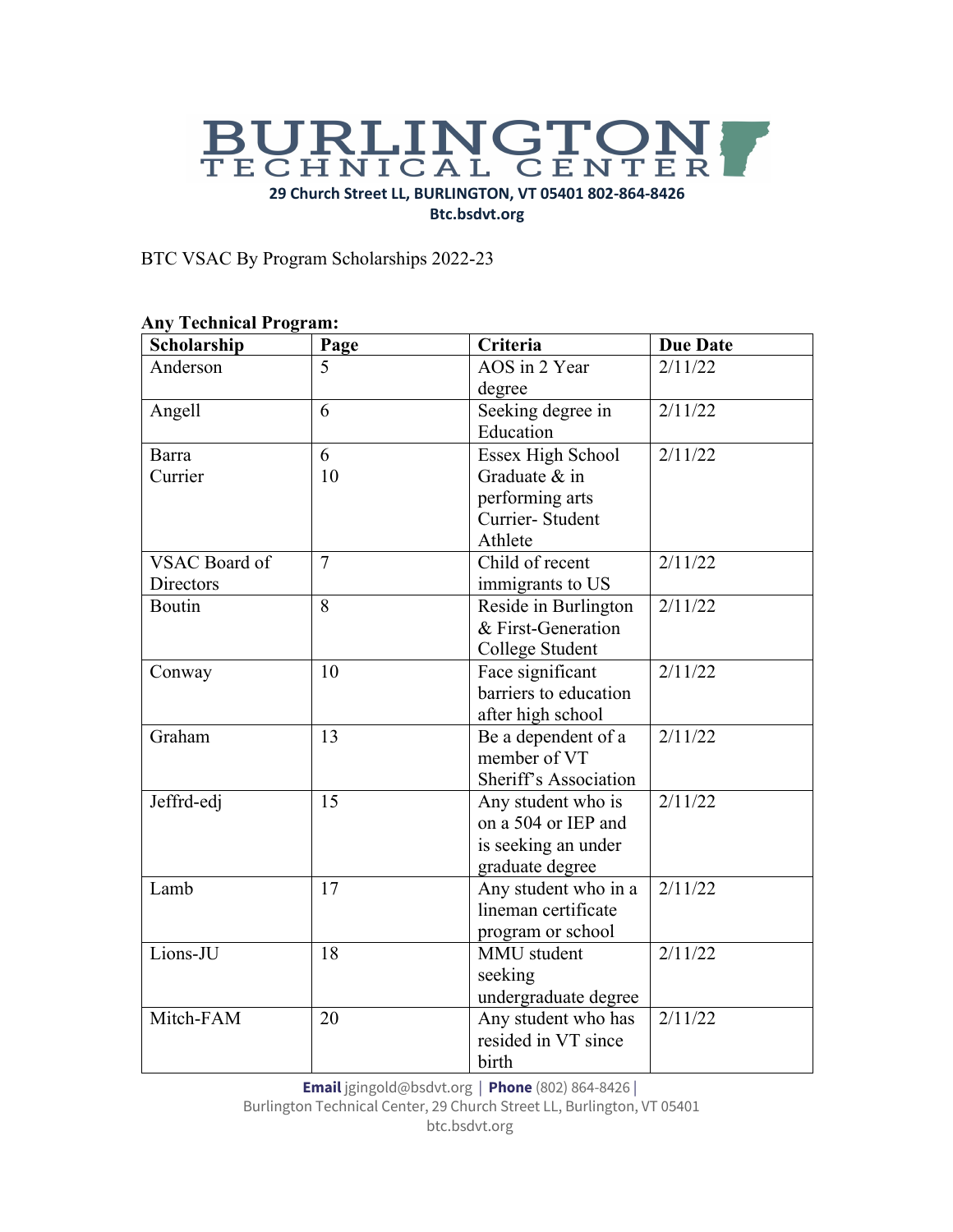# BURLINGTON TECHNICAL CENTER

**29 Church Street LL, BURLINGTON, VT 05401 802-864-8426**
**Btc.bsdvt.org**

BTC VSAC By Program Scholarships 2022-23

**Any Technical Program:**

| Scholarship | Page | Criteria | Due Date |
|---|---|---|---|
| Anderson | 5 | AOS in 2 Year degree | 2/11/22 |
| Angell | 6 | Seeking degree in Education | 2/11/22 |
| Barra<br>Currier | 6<br>10 | Essex High School Graduate & in performing arts<br>Currier- Student Athlete | 2/11/22 |
| VSAC Board of Directors | 7 | Child of recent immigrants to US | 2/11/22 |
| Boutin | 8 | Reside in Burlington & First-Generation College Student | 2/11/22 |
| Conway | 10 | Face significant barriers to education after high school | 2/11/22 |
| Graham | 13 | Be a dependent of a member of VT Sheriff's Association | 2/11/22 |
| Jeffrd-edj | 15 | Any student who is on a 504 or IEP and is seeking an under graduate degree | 2/11/22 |
| Lamb | 17 | Any student who in a lineman certificate program or school | 2/11/22 |
| Lions-JU | 18 | MMU student seeking undergraduate degree | 2/11/22 |
| Mitch-FAM | 20 | Any student who has resided in VT since birth | 2/11/22 |

**Email** jgingold@bsdvt.org | **Phone** (802) 864-8426 |
Burlington Technical Center, 29 Church Street LL, Burlington, VT 05401
btc.bsdvt.org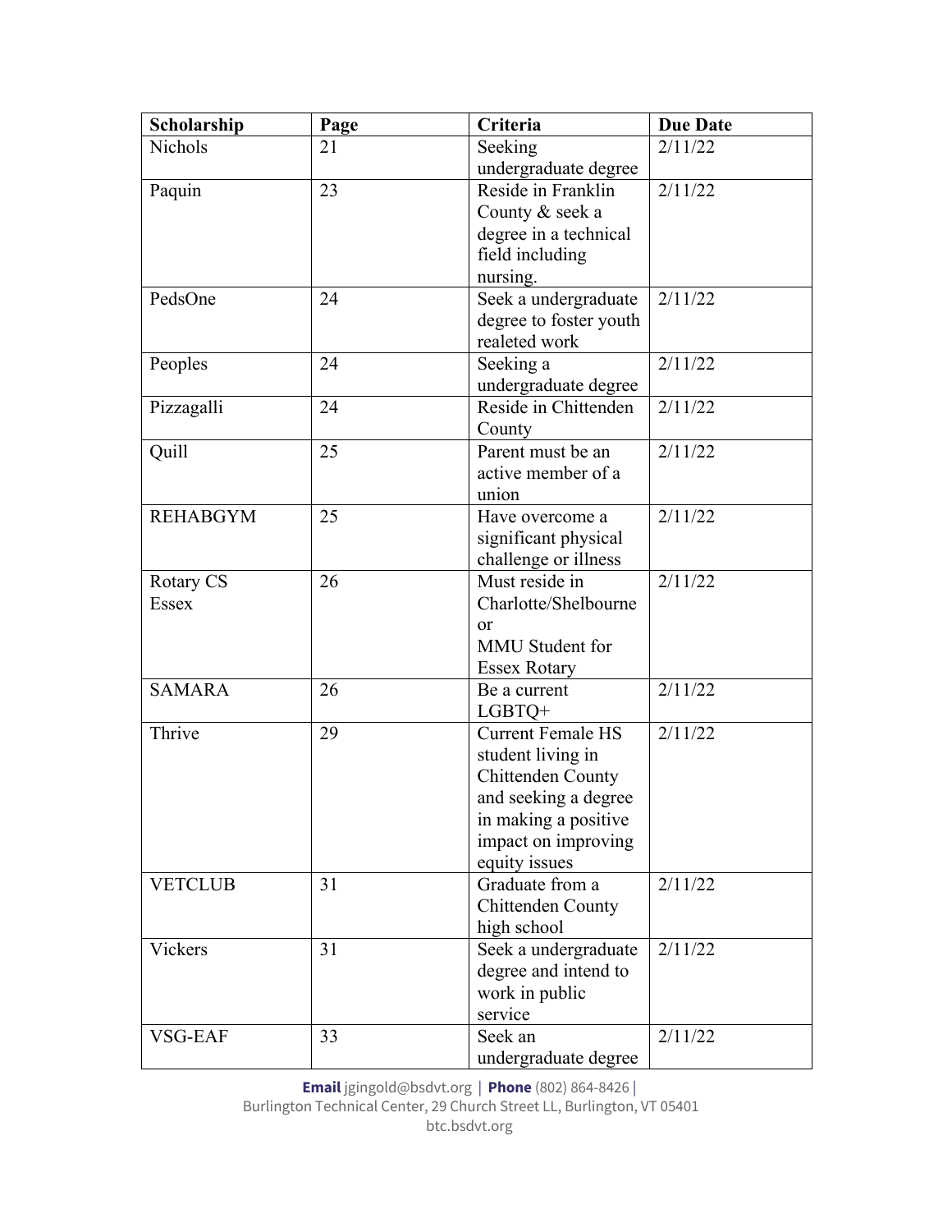| Scholarship | Page | Criteria | Due Date |
| --- | --- | --- | --- |
| Nichols | 21 | Seeking undergraduate degree | 2/11/22 |
| Paquin | 23 | Reside in Franklin County & seek a degree in a technical field including nursing. | 2/11/22 |
| PedsOne | 24 | Seek a undergraduate degree to foster youth realeted work | 2/11/22 |
| Peoples | 24 | Seeking a undergraduate degree | 2/11/22 |
| Pizzagalli | 24 | Reside in Chittenden County | 2/11/22 |
| Quill | 25 | Parent must be an active member of a union | 2/11/22 |
| REHABGYM | 25 | Have overcome a significant physical challenge or illness | 2/11/22 |
| Rotary CS Essex | 26 | Must reside in Charlotte/Shelbourne or MMU Student for Essex Rotary | 2/11/22 |
| SAMARA | 26 | Be a current LGBTQ+ | 2/11/22 |
| Thrive | 29 | Current Female HS student living in Chittenden County and seeking a degree in making a positive impact on improving equity issues | 2/11/22 |
| VETCLUB | 31 | Graduate from a Chittenden County high school | 2/11/22 |
| Vickers | 31 | Seek a undergraduate degree and intend to work in public service | 2/11/22 |
| VSG-EAF | 33 | Seek an undergraduate degree | 2/11/22 |

**Email** jgingold@bsdvt.org | **Phone** (802) 864-8426 |
Burlington Technical Center, 29 Church Street LL, Burlington, VT 05401
btc.bsdvt.org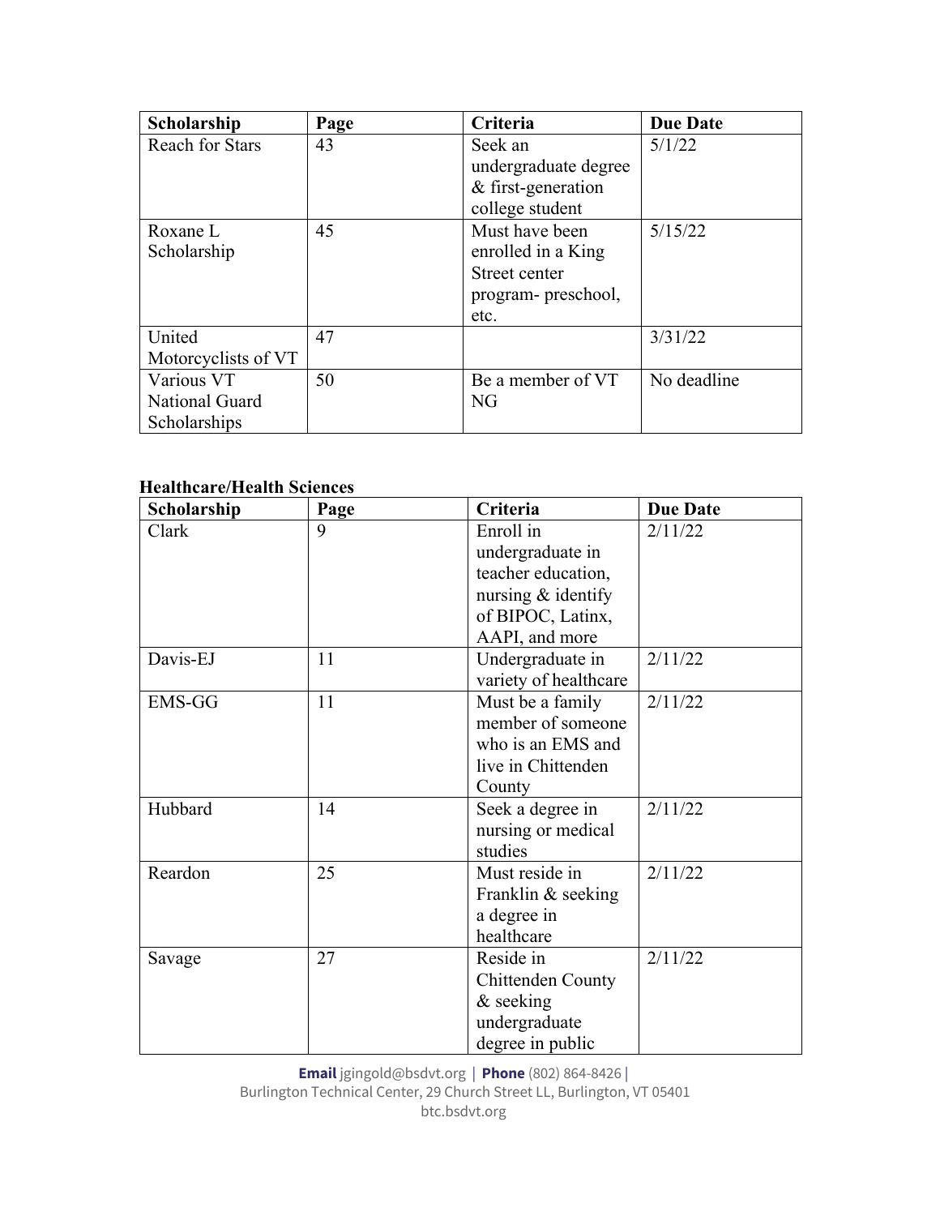| Scholarship | Page | Criteria | Due Date |
| --- | --- | --- | --- |
| Reach for Stars | 43 | Seek an undergraduate degree & first-generation college student | 5/1/22 |
| Roxane L Scholarship | 45 | Must have been enrolled in a King Street center program- preschool, etc. | 5/15/22 |
| United Motorcyclists of VT | 47 | | 3/31/22 |
| Various VT National Guard Scholarships | 50 | Be a member of VT NG | No deadline |

**Healthcare/Health Sciences**

| Scholarship | Page | Criteria | Due Date |
| --- | --- | --- | --- |
| Clark | 9 | Enroll in undergraduate in teacher education, nursing & identify of BIPOC, Latinx, AAPI, and more | 2/11/22 |
| Davis-EJ | 11 | Undergraduate in variety of healthcare | 2/11/22 |
| EMS-GG | 11 | Must be a family member of someone who is an EMS and live in Chittenden County | 2/11/22 |
| Hubbard | 14 | Seek a degree in nursing or medical studies | 2/11/22 |
| Reardon | 25 | Must reside in Franklin & seeking a degree in healthcare | 2/11/22 |
| Savage | 27 | Reside in Chittenden County & seeking undergraduate degree in public | 2/11/22 |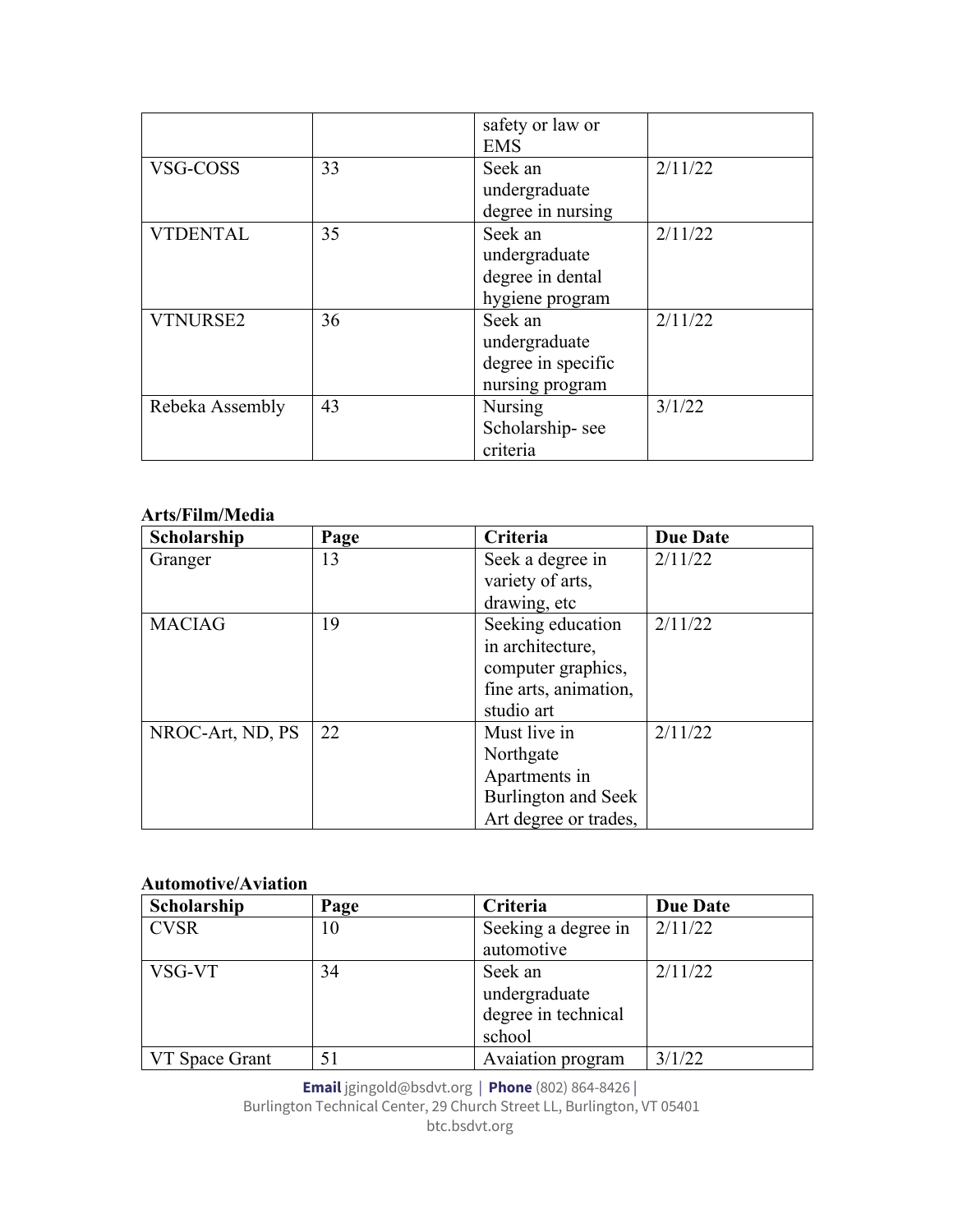| | | safety or law or EMS | |
|---|---|---|---|
| VSG-COSS | 33 | Seek an undergraduate degree in nursing | 2/11/22 |
| VTDENTAL | 35 | Seek an undergraduate degree in dental hygiene program | 2/11/22 |
| VTNURSE2 | 36 | Seek an undergraduate degree in specific nursing program | 2/11/22 |
| Rebeka Assembly | 43 | Nursing Scholarship- see criteria | 3/1/22 |

**Arts/Film/Media**

| Scholarship | Page | Criteria | Due Date |
|---|---|---|---|
| Granger | 13 | Seek a degree in variety of arts, drawing, etc | 2/11/22 |
| MACIAG | 19 | Seeking education in architecture, computer graphics, fine arts, animation, studio art | 2/11/22 |
| NROC-Art, ND, PS | 22 | Must live in Northgate Apartments in Burlington and Seek Art degree or trades, | 2/11/22 |

**Automotive/Aviation**

| Scholarship | Page | Criteria | Due Date |
|---|---|---|---|
| CVSR | 10 | Seeking a degree in automotive | 2/11/22 |
| VSG-VT | 34 | Seek an undergraduate degree in technical school | 2/11/22 |
| VT Space Grant | 51 | Avaiation program | 3/1/22 |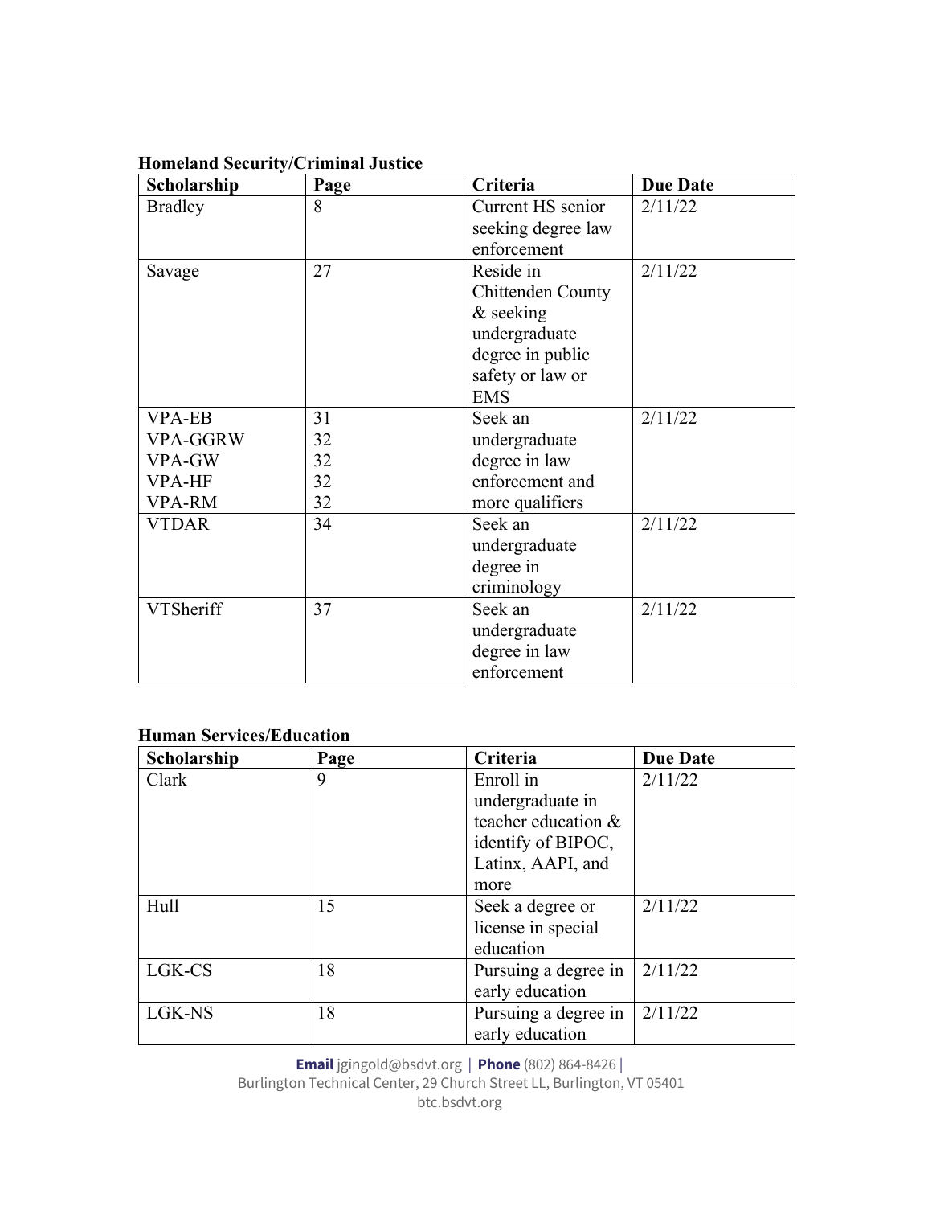**Homeland Security/Criminal Justice**

| Scholarship | Page | Criteria | Due Date |
|---|---|---|---|
| Bradley | 8 | Current HS senior seeking degree law enforcement | 2/11/22 |
| Savage | 27 | Reside in Chittenden County & seeking undergraduate degree in public safety or law or EMS | 2/11/22 |
| VPA-EB<br>VPA-GGRW<br>VPA-GW<br>VPA-HF<br>VPA-RM | 31<br>32<br>32<br>32<br>32 | Seek an undergraduate degree in law enforcement and more qualifiers | 2/11/22 |
| VTDAR | 34 | Seek an undergraduate degree in criminology | 2/11/22 |
| VTSheriff | 37 | Seek an undergraduate degree in law enforcement | 2/11/22 |

**Human Services/Education**

| Scholarship | Page | Criteria | Due Date |
|---|---|---|---|
| Clark | 9 | Enroll in undergraduate in teacher education & identify of BIPOC, Latinx, AAPI, and more | 2/11/22 |
| Hull | 15 | Seek a degree or license in special education | 2/11/22 |
| LGK-CS | 18 | Pursuing a degree in early education | 2/11/22 |
| LGK-NS | 18 | Pursuing a degree in early education | 2/11/22 |

**Email** jgingold@bsdvt.org | **Phone** (802) 864-8426 |
Burlington Technical Center, 29 Church Street LL, Burlington, VT 05401
btc.bsdvt.org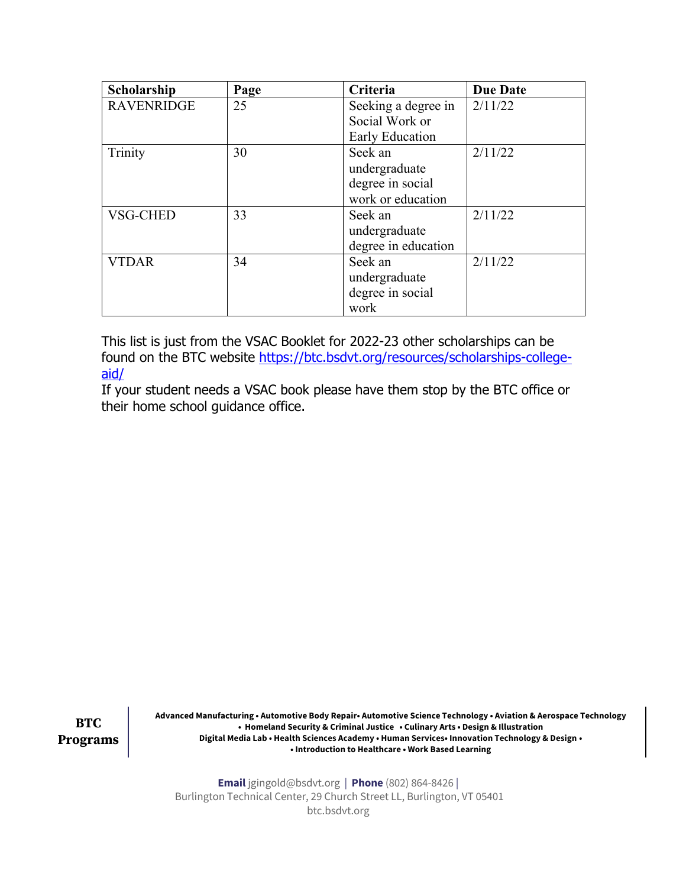| Scholarship | Page | Criteria | Due Date |
| --- | --- | --- | --- |
| RAVENRIDGE | 25 | Seeking a degree in Social Work or Early Education | 2/11/22 |
| Trinity | 30 | Seek an undergraduate degree in social work or education | 2/11/22 |
| VSG-CHED | 33 | Seek an undergraduate degree in education | 2/11/22 |
| VTDAR | 34 | Seek an undergraduate degree in social work | 2/11/22 |

This list is just from the VSAC Booklet for 2022-23 other scholarships can be found on the BTC website https://btc.bsdvt.org/resources/scholarships-college-aid/

If your student needs a VSAC book please have them stop by the BTC office or their home school guidance office.

**BTC Programs**

**Advanced Manufacturing • Automotive Body Repair• Automotive Science Technology • Aviation & Aerospace Technology • Homeland Security & Criminal Justice • Culinary Arts • Design & Illustration Digital Media Lab • Health Sciences Academy • Human Services• Innovation Technology & Design • • Introduction to Healthcare • Work Based Learning**

**Email** jgingold@bsdvt.org | **Phone** (802) 864-8426 |
Burlington Technical Center, 29 Church Street LL, Burlington, VT 05401
btc.bsdvt.org